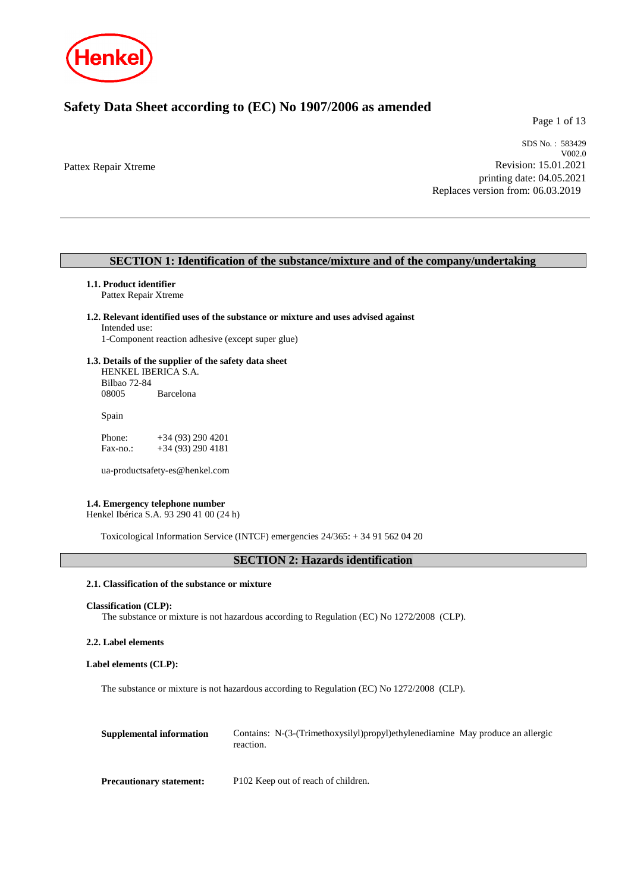# Safety Data Sheet according to (EC) No 1907/2006 as amended

Pattex Repair Xtreme

SDS No. : 583429
V002.0
Revision: 15.01.2021
printing date: 04.05.2021
Replaces version from: 06.03.2019

## SECTION 1: Identification of the substance/mixture and of the company/undertaking

### 1.1. Product identifier

Pattex Repair Xtreme

### 1.2. Relevant identified uses of the substance or mixture and uses advised against

Intended use:
1-Component reaction adhesive (except super glue)

### 1.3. Details of the supplier of the safety data sheet

HENKEL IBERICA S.A.
Bilbao 72-84
08005 Barcelona

Spain

Phone: +34 (93) 290 4201
Fax-no.: +34 (93) 290 4181

ua-productsafety-es@henkel.com

### 1.4. Emergency telephone number

Henkel Ibérica S.A. 93 290 41 00 (24 h)

Toxicological Information Service (INTCF) emergencies 24/365: + 34 91 562 04 20

## SECTION 2: Hazards identification

### 2.1. Classification of the substance or mixture

**Classification (CLP):**

The substance or mixture is not hazardous according to Regulation (EC) No 1272/2008 (CLP).

### 2.2. Label elements

**Label elements (CLP):**

The substance or mixture is not hazardous according to Regulation (EC) No 1272/2008 (CLP).

**Supplemental information** Contains: N-(3-(Trimethoxysilyl)propyl)ethylenediamine May produce an allergic reaction.

**Precautionary statement:** P102 Keep out of reach of children.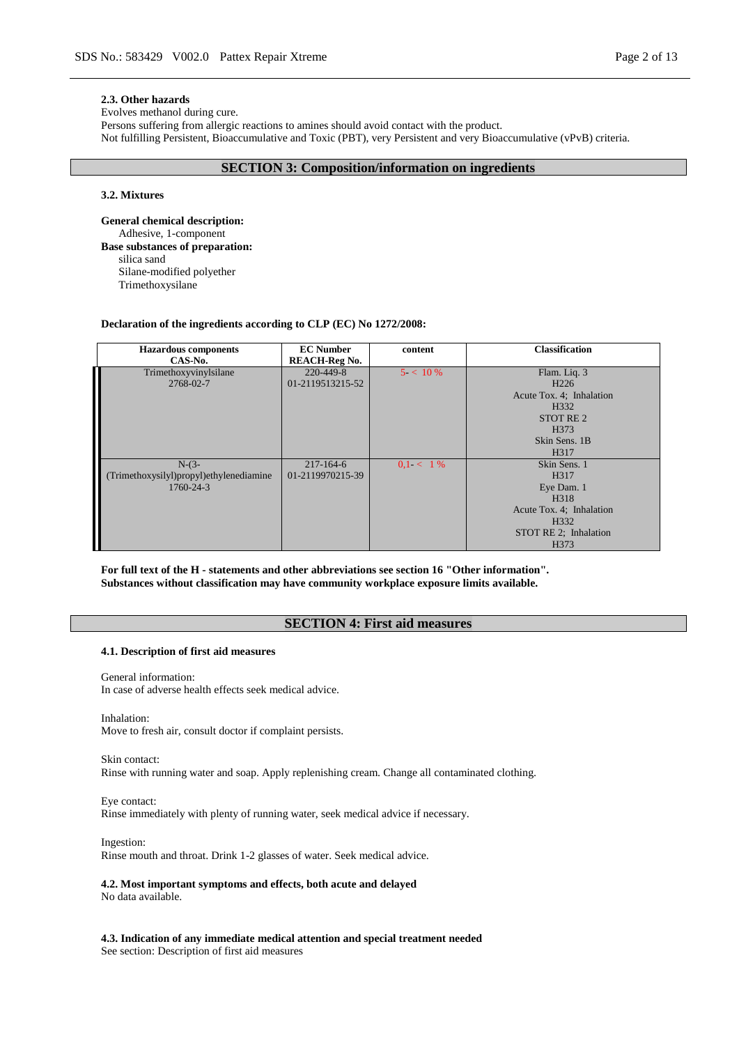**2.3. Other hazards**

Evolves methanol during cure.
Persons suffering from allergic reactions to amines should avoid contact with the product.
Not fulfilling Persistent, Bioaccumulative and Toxic (PBT), very Persistent and very Bioaccumulative (vPvB) criteria.

## SECTION 3: Composition/information on ingredients

**3.2. Mixtures**

**General chemical description:**
Adhesive, 1-component
**Base substances of preparation:**
silica sand
Silane-modified polyether
Trimethoxysilane

**Declaration of the ingredients according to CLP (EC) No 1272/2008:**

| Hazardous components CAS-No. | EC Number REACH-Reg No. | content | Classification |
|---|---|---|---|
| Trimethoxyvinylsilane 2768-02-7 | 220-449-8 01-2119513215-52 | 5- < 10 % | Flam. Liq. 3 H226 Acute Tox. 4; Inhalation H332 STOT RE 2 H373 Skin Sens. 1B H317 |
| N-(3-(Trimethoxysilyl)propyl)ethylenediamine 1760-24-3 | 217-164-6 01-2119970215-39 | 0,1- < 1 % | Skin Sens. 1 H317 Eye Dam. 1 H318 Acute Tox. 4; Inhalation H332 STOT RE 2; Inhalation H373 |

**For full text of the H - statements and other abbreviations see section 16 "Other information".**
**Substances without classification may have community workplace exposure limits available.**

## SECTION 4: First aid measures

**4.1. Description of first aid measures**

General information:
In case of adverse health effects seek medical advice.

Inhalation:
Move to fresh air, consult doctor if complaint persists.

Skin contact:
Rinse with running water and soap. Apply replenishing cream. Change all contaminated clothing.

Eye contact:
Rinse immediately with plenty of running water, seek medical advice if necessary.

Ingestion:
Rinse mouth and throat. Drink 1-2 glasses of water. Seek medical advice.

**4.2. Most important symptoms and effects, both acute and delayed**
No data available.

**4.3. Indication of any immediate medical attention and special treatment needed**
See section: Description of first aid measures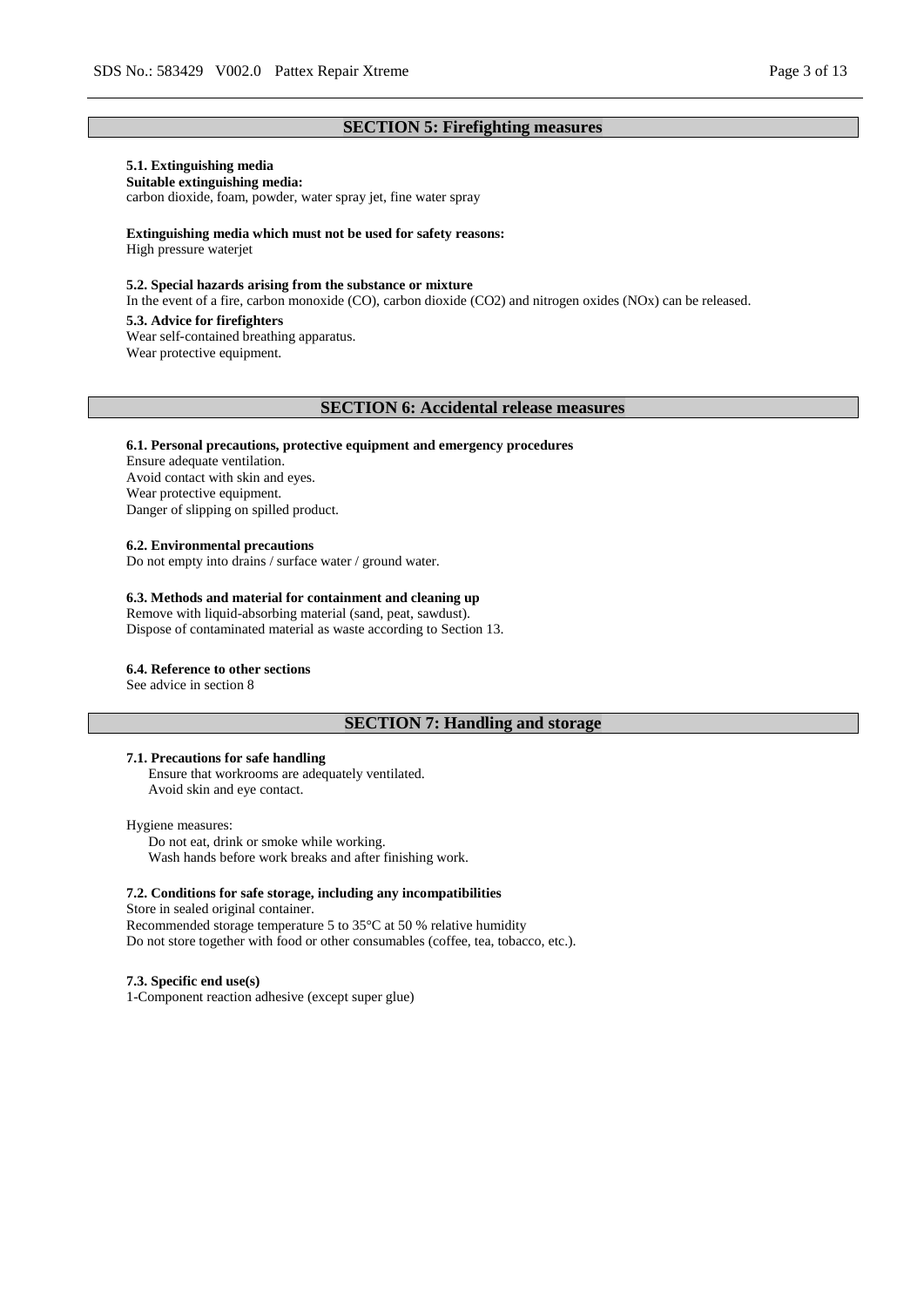## SECTION 5: Firefighting measures

**5.1. Extinguishing media**

**Suitable extinguishing media:**

carbon dioxide, foam, powder, water spray jet, fine water spray

**Extinguishing media which must not be used for safety reasons:**

High pressure waterjet

**5.2. Special hazards arising from the substance or mixture**

In the event of a fire, carbon monoxide (CO), carbon dioxide ($CO_2$) and nitrogen oxides ($NO_x$) can be released.

**5.3. Advice for firefighters**

Wear self-contained breathing apparatus.
Wear protective equipment.

## SECTION 6: Accidental release measures

**6.1. Personal precautions, protective equipment and emergency procedures**

Ensure adequate ventilation.
Avoid contact with skin and eyes.
Wear protective equipment.
Danger of slipping on spilled product.

**6.2. Environmental precautions**

Do not empty into drains / surface water / ground water.

**6.3. Methods and material for containment and cleaning up**

Remove with liquid-absorbing material (sand, peat, sawdust).
Dispose of contaminated material as waste according to Section 13.

**6.4. Reference to other sections**

See advice in section 8

## SECTION 7: Handling and storage

**7.1. Precautions for safe handling**

Ensure that workrooms are adequately ventilated.
Avoid skin and eye contact.

Hygiene measures:

Do not eat, drink or smoke while working.
Wash hands before work breaks and after finishing work.

**7.2. Conditions for safe storage, including any incompatibilities**

Store in sealed original container.
Recommended storage temperature 5 to 35°C at 50 % relative humidity
Do not store together with food or other consumables (coffee, tea, tobacco, etc.).

**7.3. Specific end use(s)**

1-Component reaction adhesive (except super glue)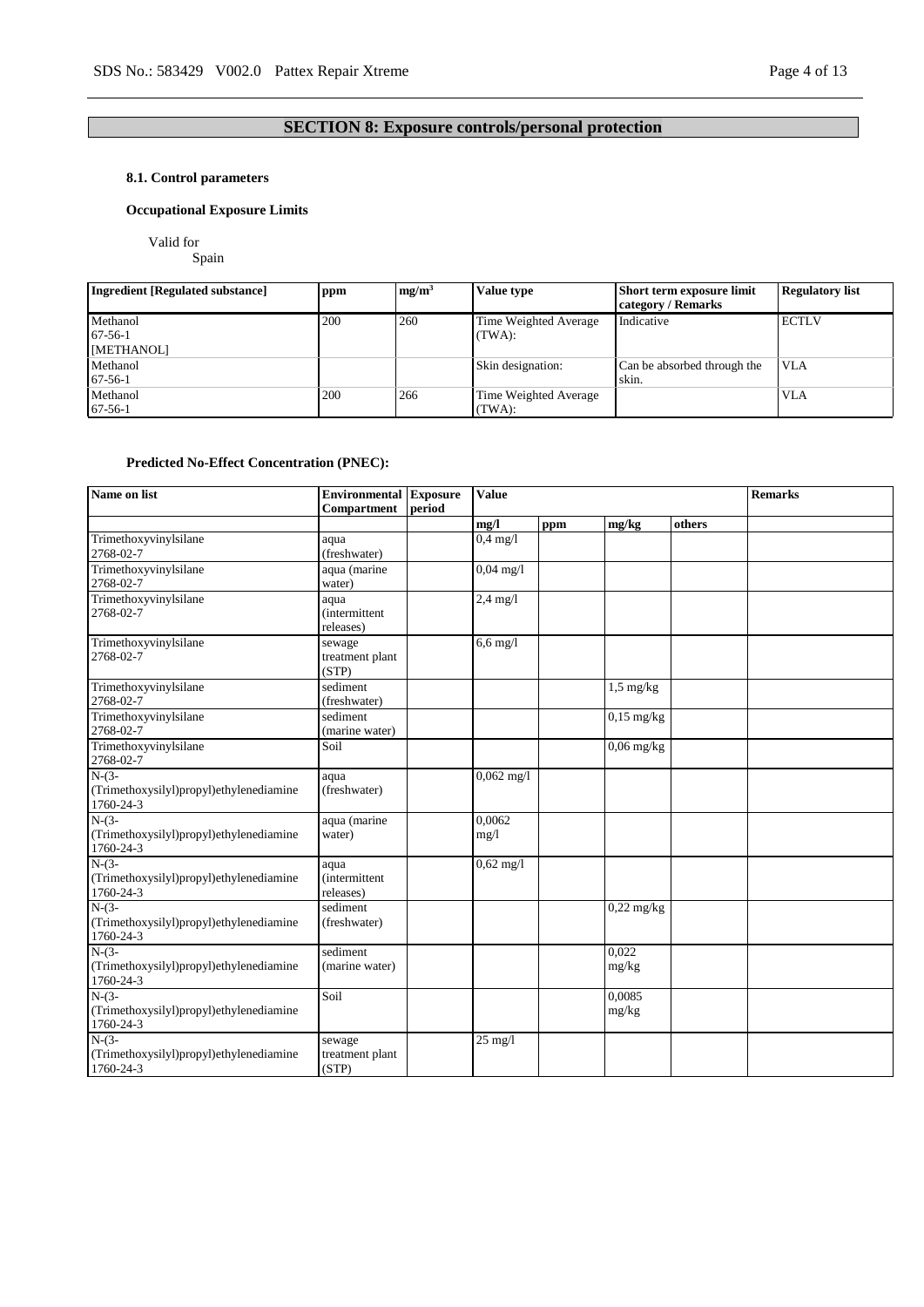## SECTION 8: Exposure controls/personal protection

### 8.1. Control parameters

**Occupational Exposure Limits**

Valid for
Spain

| Ingredient [Regulated substance] | ppm | mg/m³ | Value type | Short term exposure limit category / Remarks | Regulatory list |
|---|---|---|---|---|---|
| Methanol<br>67-56-1<br>[METHANOL] | 200 | 260 | Time Weighted Average (TWA): | Indicative | ECTLV |
| Methanol<br>67-56-1 | | | Skin designation: | Can be absorbed through the skin. | VLA |
| Methanol<br>67-56-1 | 200 | 266 | Time Weighted Average (TWA): | | VLA |

**Predicted No-Effect Concentration (PNEC):**

| Name on list | Environmental Compartment | Exposure period | Value | | | | Remarks |
|---|---|---|---|---|---|---|---|
| | | | mg/l | ppm | mg/kg | others | |
| Trimethoxyvinylsilane<br>2768-02-7 | aqua (freshwater) | | 0,4 mg/l | | | | |
| Trimethoxyvinylsilane<br>2768-02-7 | aqua (marine water) | | 0,04 mg/l | | | | |
| Trimethoxyvinylsilane<br>2768-02-7 | aqua (intermittent releases) | | 2,4 mg/l | | | | |
| Trimethoxyvinylsilane<br>2768-02-7 | sewage treatment plant (STP) | | 6,6 mg/l | | | | |
| Trimethoxyvinylsilane<br>2768-02-7 | sediment (freshwater) | | | | 1,5 mg/kg | | |
| Trimethoxyvinylsilane<br>2768-02-7 | sediment (marine water) | | | | 0,15 mg/kg | | |
| Trimethoxyvinylsilane<br>2768-02-7 | Soil | | | | 0,06 mg/kg | | |
| N-(3-(Trimethoxysilyl)propyl)ethylenediamine<br>1760-24-3 | aqua (freshwater) | | 0,062 mg/l | | | | |
| N-(3-(Trimethoxysilyl)propyl)ethylenediamine<br>1760-24-3 | aqua (marine water) | | 0,0062 mg/l | | | | |
| N-(3-(Trimethoxysilyl)propyl)ethylenediamine<br>1760-24-3 | aqua (intermittent releases) | | 0,62 mg/l | | | | |
| N-(3-(Trimethoxysilyl)propyl)ethylenediamine<br>1760-24-3 | sediment (freshwater) | | | | 0,22 mg/kg | | |
| N-(3-(Trimethoxysilyl)propyl)ethylenediamine<br>1760-24-3 | sediment (marine water) | | | | 0,022 mg/kg | | |
| N-(3-(Trimethoxysilyl)propyl)ethylenediamine<br>1760-24-3 | Soil | | | | 0,0085 mg/kg | | |
| N-(3-(Trimethoxysilyl)propyl)ethylenediamine<br>1760-24-3 | sewage treatment plant (STP) | | 25 mg/l | | | | |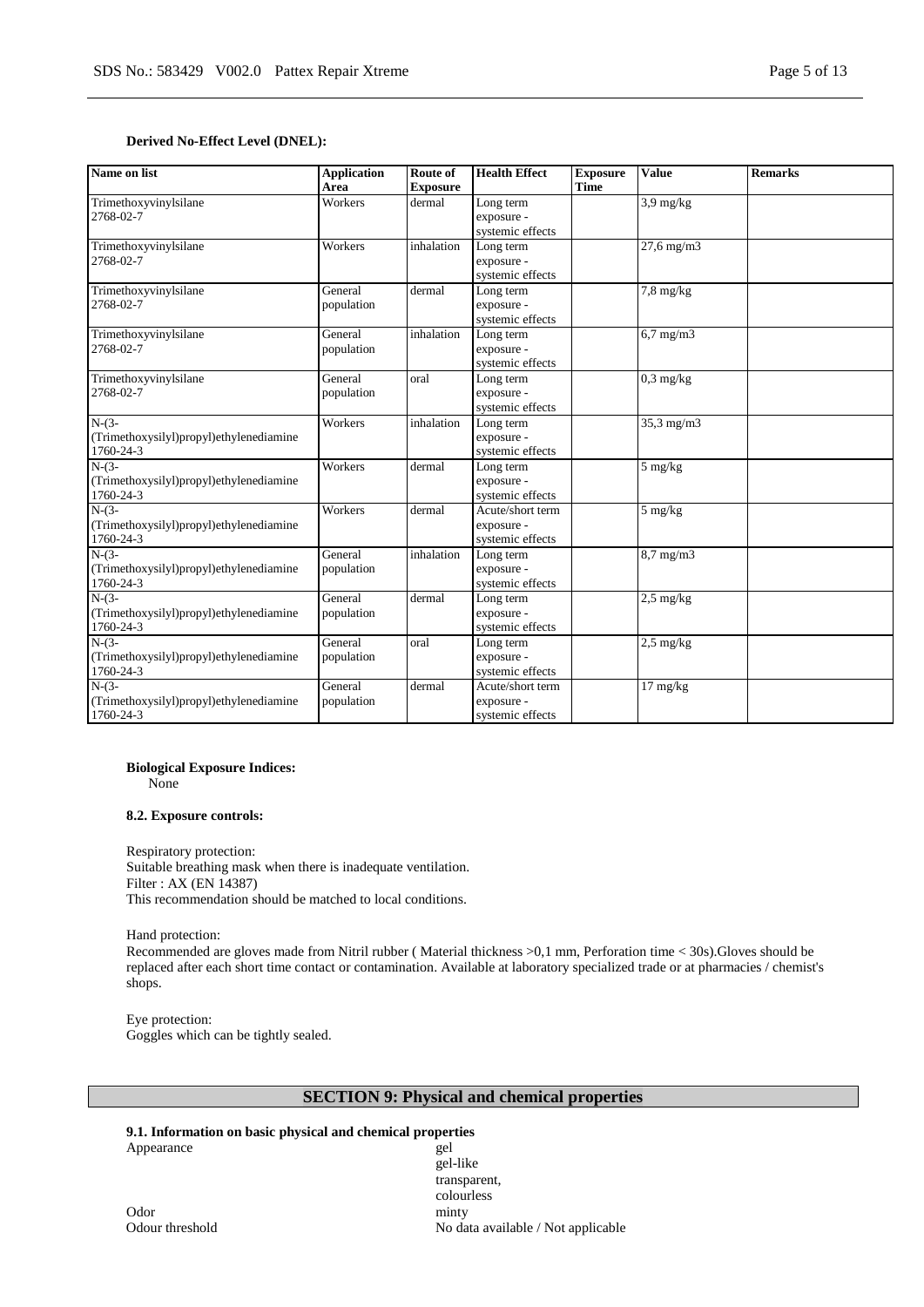**Derived No-Effect Level (DNEL):**

| Name on list | Application Area | Route of Exposure | Health Effect | Exposure Time | Value | Remarks |
|---|---|---|---|---|---|---|
| Trimethoxyvinylsilane 2768-02-7 | Workers | dermal | Long term exposure - systemic effects | | 3,9 mg/kg | |
| Trimethoxyvinylsilane 2768-02-7 | Workers | inhalation | Long term exposure - systemic effects | | 27,6 mg/m3 | |
| Trimethoxyvinylsilane 2768-02-7 | General population | dermal | Long term exposure - systemic effects | | 7,8 mg/kg | |
| Trimethoxyvinylsilane 2768-02-7 | General population | inhalation | Long term exposure - systemic effects | | 6,7 mg/m3 | |
| Trimethoxyvinylsilane 2768-02-7 | General population | oral | Long term exposure - systemic effects | | 0,3 mg/kg | |
| N-(3-(Trimethoxysilyl)propyl)ethylenediamine 1760-24-3 | Workers | inhalation | Long term exposure - systemic effects | | 35,3 mg/m3 | |
| N-(3-(Trimethoxysilyl)propyl)ethylenediamine 1760-24-3 | Workers | dermal | Long term exposure - systemic effects | | 5 mg/kg | |
| N-(3-(Trimethoxysilyl)propyl)ethylenediamine 1760-24-3 | Workers | dermal | Acute/short term exposure - systemic effects | | 5 mg/kg | |
| N-(3-(Trimethoxysilyl)propyl)ethylenediamine 1760-24-3 | General population | inhalation | Long term exposure - systemic effects | | 8,7 mg/m3 | |
| N-(3-(Trimethoxysilyl)propyl)ethylenediamine 1760-24-3 | General population | dermal | Long term exposure - systemic effects | | 2,5 mg/kg | |
| N-(3-(Trimethoxysilyl)propyl)ethylenediamine 1760-24-3 | General population | oral | Long term exposure - systemic effects | | 2,5 mg/kg | |
| N-(3-(Trimethoxysilyl)propyl)ethylenediamine 1760-24-3 | General population | dermal | Acute/short term exposure - systemic effects | | 17 mg/kg | |

**Biological Exposure Indices:**
None

**8.2. Exposure controls:**

Respiratory protection:
Suitable breathing mask when there is inadequate ventilation.
Filter : AX (EN 14387)
This recommendation should be matched to local conditions.

Hand protection:
Recommended are gloves made from Nitril rubber ( Material thickness >0,1 mm, Perforation time < 30s).Gloves should be replaced after each short time contact or contamination. Available at laboratory specialized trade or at pharmacies / chemist's shops.

Eye protection:
Goggles which can be tightly sealed.

## SECTION 9: Physical and chemical properties

**9.1. Information on basic physical and chemical properties**

| | |
|---|---|
| Appearance | gel<br>gel-like<br>transparent,<br>colourless |
| Odor | minty |
| Odour threshold | No data available / Not applicable |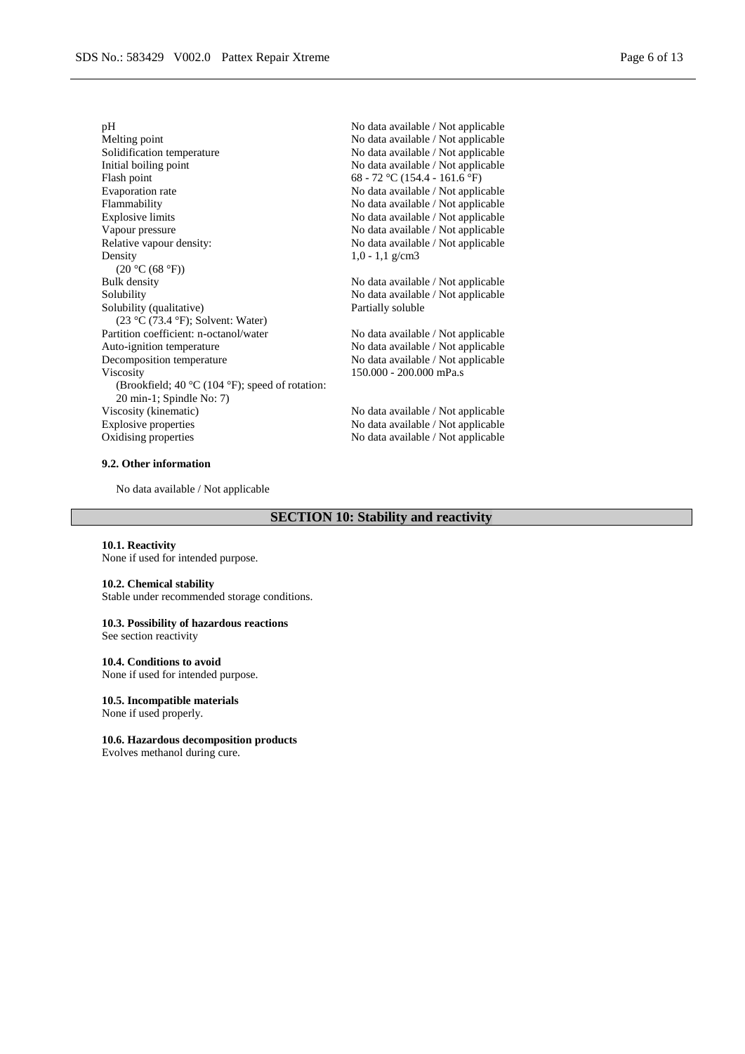| Property | Value |
| --- | --- |
| pH | No data available / Not applicable |
| Melting point | No data available / Not applicable |
| Solidification temperature | No data available / Not applicable |
| Initial boiling point | No data available / Not applicable |
| Flash point | 68 - 72 °C (154.4 - 161.6 °F) |
| Evaporation rate | No data available / Not applicable |
| Flammability | No data available / Not applicable |
| Explosive limits | No data available / Not applicable |
| Vapour pressure | No data available / Not applicable |
| Relative vapour density: | No data available / Not applicable |
| Density (20 °C (68 °F)) | 1,0 - 1,1 g/cm3 |
| Bulk density | No data available / Not applicable |
| Solubility | No data available / Not applicable |
| Solubility (qualitative) (23 °C (73.4 °F); Solvent: Water) | Partially soluble |
| Partition coefficient: n-octanol/water | No data available / Not applicable |
| Auto-ignition temperature | No data available / Not applicable |
| Decomposition temperature | No data available / Not applicable |
| Viscosity (Brookfield; 40 °C (104 °F); speed of rotation: 20 min-1; Spindle No: 7) | 150.000 - 200.000 mPa.s |
| Viscosity (kinematic) | No data available / Not applicable |
| Explosive properties | No data available / Not applicable |
| Oxidising properties | No data available / Not applicable |

#### 9.2. Other information

No data available / Not applicable

## SECTION 10: Stability and reactivity

#### 10.1. Reactivity
None if used for intended purpose.

#### 10.2. Chemical stability
Stable under recommended storage conditions.

#### 10.3. Possibility of hazardous reactions
See section reactivity

#### 10.4. Conditions to avoid
None if used for intended purpose.

#### 10.5. Incompatible materials
None if used properly.

#### 10.6. Hazardous decomposition products
Evolves methanol during cure.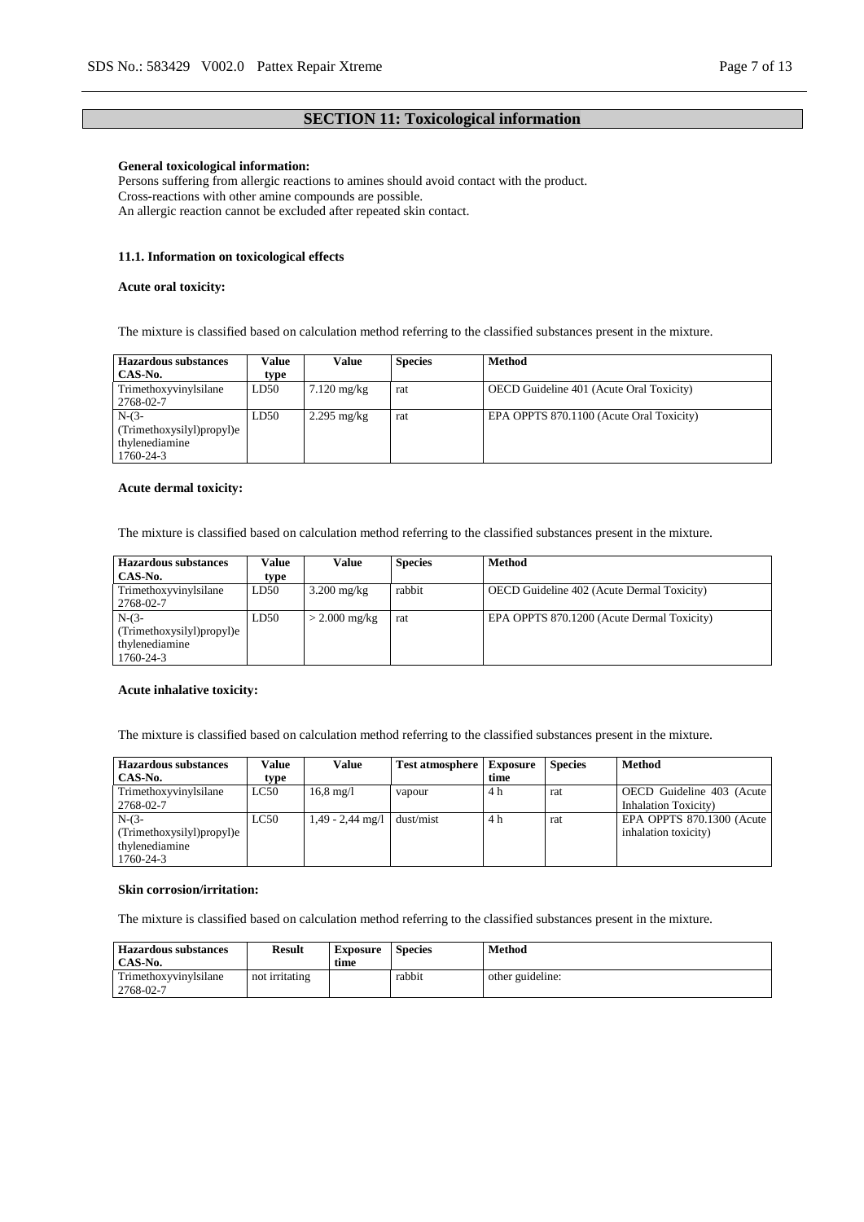## SECTION 11: Toxicological information

**General toxicological information:**
Persons suffering from allergic reactions to amines should avoid contact with the product.
Cross-reactions with other amine compounds are possible.
An allergic reaction cannot be excluded after repeated skin contact.

### 11.1. Information on toxicological effects

**Acute oral toxicity:**

The mixture is classified based on calculation method referring to the classified substances present in the mixture.

| Hazardous substances CAS-No. | Value type | Value | Species | Method |
|---|---|---|---|---|
| Trimethoxyvinylsilane 2768-02-7 | LD50 | 7.120 mg/kg | rat | OECD Guideline 401 (Acute Oral Toxicity) |
| N-(3-(Trimethoxysilyl)propyl)ethylenediamine 1760-24-3 | LD50 | 2.295 mg/kg | rat | EPA OPPTS 870.1100 (Acute Oral Toxicity) |

**Acute dermal toxicity:**

The mixture is classified based on calculation method referring to the classified substances present in the mixture.

| Hazardous substances CAS-No. | Value type | Value | Species | Method |
|---|---|---|---|---|
| Trimethoxyvinylsilane 2768-02-7 | LD50 | 3.200 mg/kg | rabbit | OECD Guideline 402 (Acute Dermal Toxicity) |
| N-(3-(Trimethoxysilyl)propyl)ethylenediamine 1760-24-3 | LD50 | > 2.000 mg/kg | rat | EPA OPPTS 870.1200 (Acute Dermal Toxicity) |

**Acute inhalative toxicity:**

The mixture is classified based on calculation method referring to the classified substances present in the mixture.

| Hazardous substances CAS-No. | Value type | Value | Test atmosphere | Exposure time | Species | Method |
|---|---|---|---|---|---|---|
| Trimethoxyvinylsilane 2768-02-7 | LC50 | 16,8 mg/l | vapour | 4 h | rat | OECD Guideline 403 (Acute Inhalation Toxicity) |
| N-(3-(Trimethoxysilyl)propyl)ethylenediamine 1760-24-3 | LC50 | 1,49 - 2,44 mg/l | dust/mist | 4 h | rat | EPA OPPTS 870.1300 (Acute inhalation toxicity) |

**Skin corrosion/irritation:**

The mixture is classified based on calculation method referring to the classified substances present in the mixture.

| Hazardous substances CAS-No. | Result | Exposure time | Species | Method |
|---|---|---|---|---|
| Trimethoxyvinylsilane 2768-02-7 | not irritating | | rabbit | other guideline: |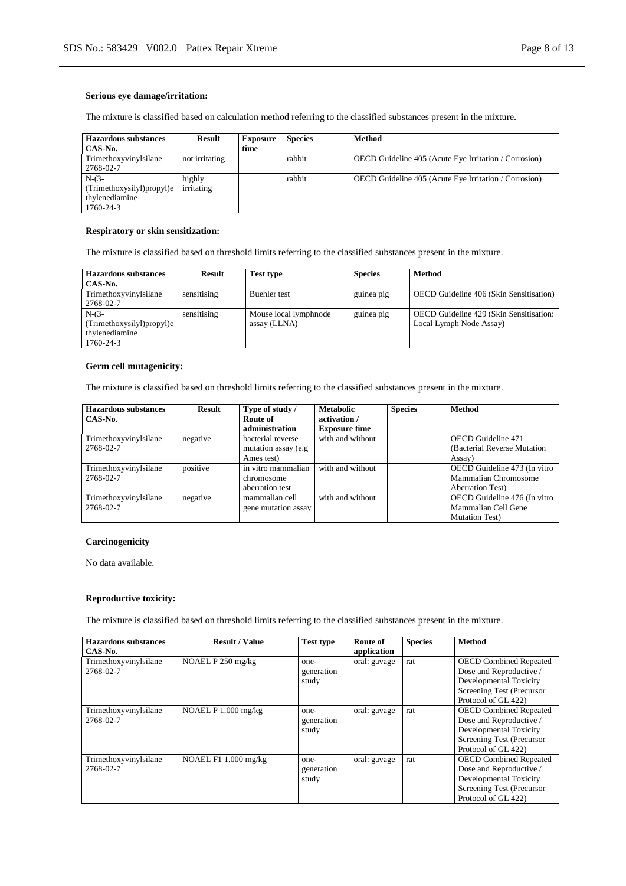**Serious eye damage/irritation:**

The mixture is classified based on calculation method referring to the classified substances present in the mixture.

| Hazardous substances CAS-No. | Result | Exposure time | Species | Method |
| --- | --- | --- | --- | --- |
| Trimethoxyvinylsilane 2768-02-7 | not irritating | | rabbit | OECD Guideline 405 (Acute Eye Irritation / Corrosion) |
| N-(3-(Trimethoxysilyl)propyl)ethylenediamine 1760-24-3 | highly irritating | | rabbit | OECD Guideline 405 (Acute Eye Irritation / Corrosion) |

**Respiratory or skin sensitization:**

The mixture is classified based on threshold limits referring to the classified substances present in the mixture.

| Hazardous substances CAS-No. | Result | Test type | Species | Method |
| --- | --- | --- | --- | --- |
| Trimethoxyvinylsilane 2768-02-7 | sensitising | Buehler test | guinea pig | OECD Guideline 406 (Skin Sensitisation) |
| N-(3-(Trimethoxysilyl)propyl)ethylenediamine 1760-24-3 | sensitising | Mouse local lymphnode assay (LLNA) | guinea pig | OECD Guideline 429 (Skin Sensitisation: Local Lymph Node Assay) |

**Germ cell mutagenicity:**

The mixture is classified based on threshold limits referring to the classified substances present in the mixture.

| Hazardous substances CAS-No. | Result | Type of study / Route of administration | Metabolic activation / Exposure time | Species | Method |
| --- | --- | --- | --- | --- | --- |
| Trimethoxyvinylsilane 2768-02-7 | negative | bacterial reverse mutation assay (e.g Ames test) | with and without | | OECD Guideline 471 (Bacterial Reverse Mutation Assay) |
| Trimethoxyvinylsilane 2768-02-7 | positive | in vitro mammalian chromosome aberration test | with and without | | OECD Guideline 473 (In vitro Mammalian Chromosome Aberration Test) |
| Trimethoxyvinylsilane 2768-02-7 | negative | mammalian cell gene mutation assay | with and without | | OECD Guideline 476 (In vitro Mammalian Cell Gene Mutation Test) |

**Carcinogenicity**

No data available.

**Reproductive toxicity:**

The mixture is classified based on threshold limits referring to the classified substances present in the mixture.

| Hazardous substances CAS-No. | Result / Value | Test type | Route of application | Species | Method |
| --- | --- | --- | --- | --- | --- |
| Trimethoxyvinylsilane 2768-02-7 | NOAEL P 250 mg/kg | one-generation study | oral: gavage | rat | OECD Combined Repeated Dose and Reproductive / Developmental Toxicity Screening Test (Precursor Protocol of GL 422) |
| Trimethoxyvinylsilane 2768-02-7 | NOAEL P 1.000 mg/kg | one-generation study | oral: gavage | rat | OECD Combined Repeated Dose and Reproductive / Developmental Toxicity Screening Test (Precursor Protocol of GL 422) |
| Trimethoxyvinylsilane 2768-02-7 | NOAEL F1 1.000 mg/kg | one-generation study | oral: gavage | rat | OECD Combined Repeated Dose and Reproductive / Developmental Toxicity Screening Test (Precursor Protocol of GL 422) |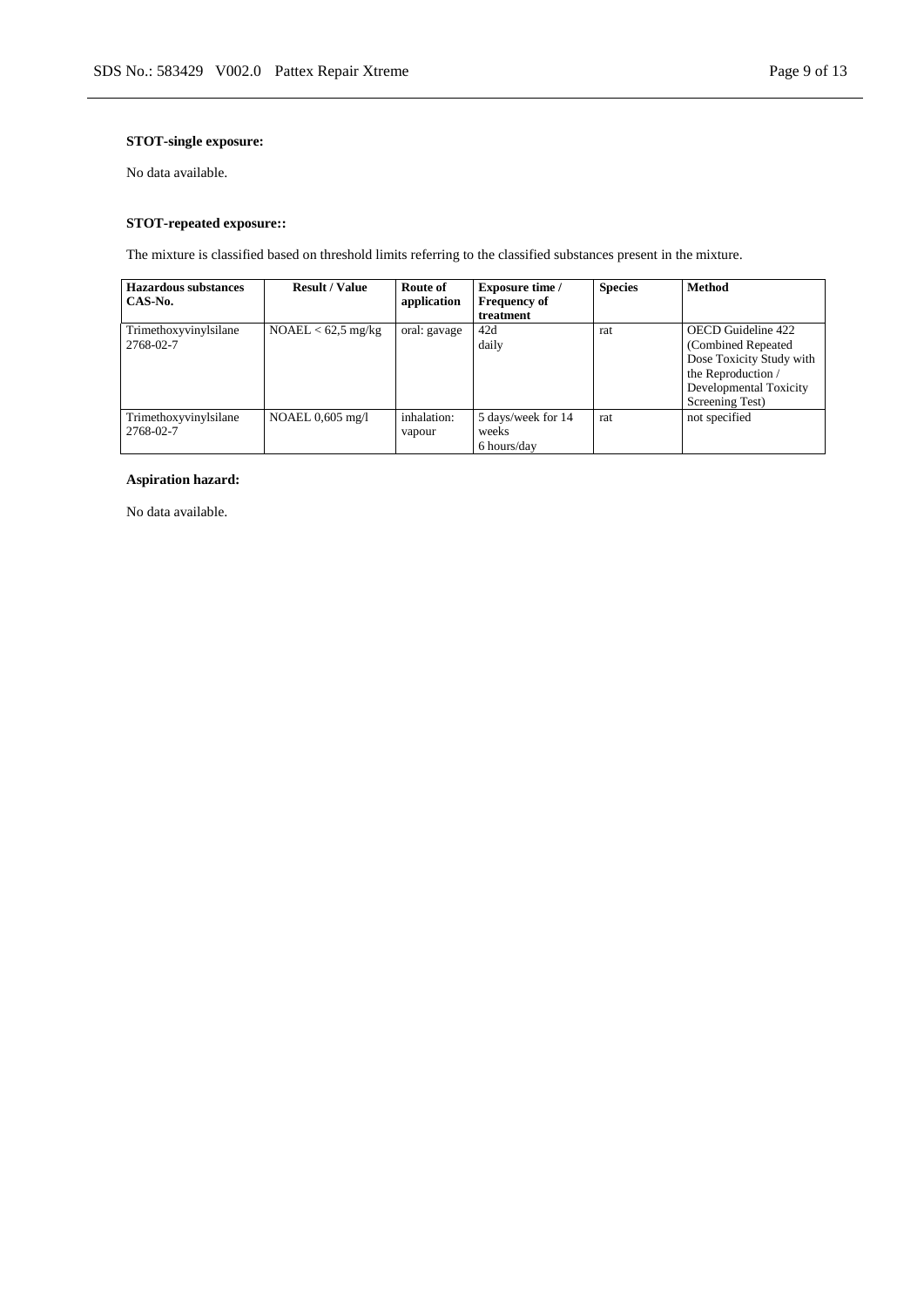**STOT-single exposure:**

No data available.

**STOT-repeated exposure::**

The mixture is classified based on threshold limits referring to the classified substances present in the mixture.

| Hazardous substances CAS-No. | Result / Value | Route of application | Exposure time / Frequency of treatment | Species | Method |
|---|---|---|---|---|---|
| Trimethoxyvinylsilane 2768-02-7 | NOAEL < 62,5 mg/kg | oral: gavage | 42d daily | rat | OECD Guideline 422 (Combined Repeated Dose Toxicity Study with the Reproduction / Developmental Toxicity Screening Test) |
| Trimethoxyvinylsilane 2768-02-7 | NOAEL 0,605 mg/l | inhalation: vapour | 5 days/week for 14 weeks 6 hours/day | rat | not specified |

**Aspiration hazard:**

No data available.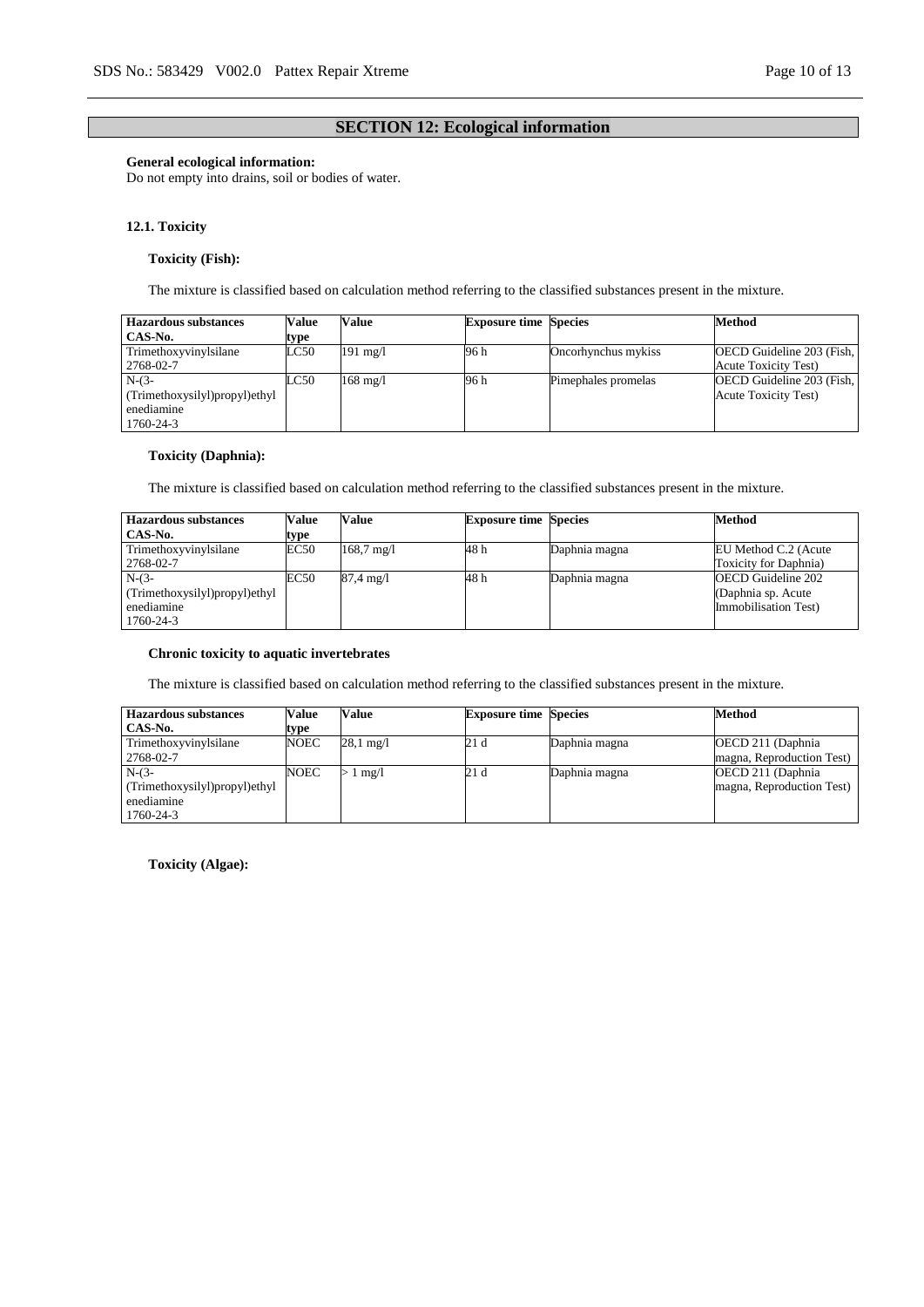## SECTION 12: Ecological information

**General ecological information:**
Do not empty into drains, soil or bodies of water.

### 12.1. Toxicity

**Toxicity (Fish):**

The mixture is classified based on calculation method referring to the classified substances present in the mixture.

| Hazardous substances CAS-No. | Value type | Value | Exposure time | Species | Method |
|---|---|---|---|---|---|
| Trimethoxyvinylsilane 2768-02-7 | LC50 | 191 mg/l | 96 h | Oncorhynchus mykiss | OECD Guideline 203 (Fish, Acute Toxicity Test) |
| N-(3-(Trimethoxysilyl)propyl)ethylenediamine 1760-24-3 | LC50 | 168 mg/l | 96 h | Pimephales promelas | OECD Guideline 203 (Fish, Acute Toxicity Test) |

**Toxicity (Daphnia):**

The mixture is classified based on calculation method referring to the classified substances present in the mixture.

| Hazardous substances CAS-No. | Value type | Value | Exposure time | Species | Method |
|---|---|---|---|---|---|
| Trimethoxyvinylsilane 2768-02-7 | EC50 | 168,7 mg/l | 48 h | Daphnia magna | EU Method C.2 (Acute Toxicity for Daphnia) |
| N-(3-(Trimethoxysilyl)propyl)ethylenediamine 1760-24-3 | EC50 | 87,4 mg/l | 48 h | Daphnia magna | OECD Guideline 202 (Daphnia sp. Acute Immobilisation Test) |

**Chronic toxicity to aquatic invertebrates**

The mixture is classified based on calculation method referring to the classified substances present in the mixture.

| Hazardous substances CAS-No. | Value type | Value | Exposure time | Species | Method |
|---|---|---|---|---|---|
| Trimethoxyvinylsilane 2768-02-7 | NOEC | 28,1 mg/l | 21 d | Daphnia magna | OECD 211 (Daphnia magna, Reproduction Test) |
| N-(3-(Trimethoxysilyl)propyl)ethylenediamine 1760-24-3 | NOEC | > 1 mg/l | 21 d | Daphnia magna | OECD 211 (Daphnia magna, Reproduction Test) |

**Toxicity (Algae):**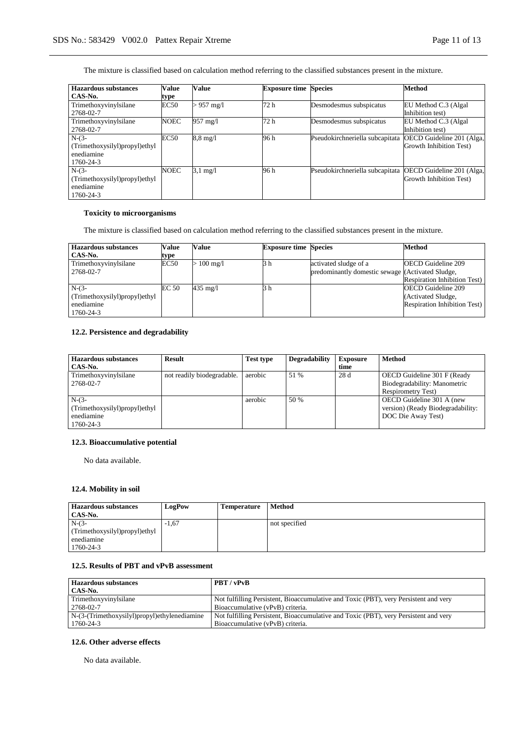The mixture is classified based on calculation method referring to the classified substances present in the mixture.

| Hazardous substances CAS-No. | Value type | Value | Exposure time | Species | Method |
|---|---|---|---|---|---|
| Trimethoxyvinylsilane 2768-02-7 | EC50 | > 957 mg/l | 72 h | Desmodesmus subspicatus | EU Method C.3 (Algal Inhibition test) |
| Trimethoxyvinylsilane 2768-02-7 | NOEC | 957 mg/l | 72 h | Desmodesmus subspicatus | EU Method C.3 (Algal Inhibition test) |
| N-(3-(Trimethoxysilyl)propyl)ethylenediamine 1760-24-3 | EC50 | 8,8 mg/l | 96 h | Pseudokirchneriella subcapitata | OECD Guideline 201 (Alga, Growth Inhibition Test) |
| N-(3-(Trimethoxysilyl)propyl)ethylenediamine 1760-24-3 | NOEC | 3,1 mg/l | 96 h | Pseudokirchneriella subcapitata | OECD Guideline 201 (Alga, Growth Inhibition Test) |

**Toxicity to microorganisms**

The mixture is classified based on calculation method referring to the classified substances present in the mixture.

| Hazardous substances CAS-No. | Value type | Value | Exposure time | Species | Method |
|---|---|---|---|---|---|
| Trimethoxyvinylsilane 2768-02-7 | EC50 | > 100 mg/l | 3 h | activated sludge of a predominantly domestic sewage | OECD Guideline 209 (Activated Sludge, Respiration Inhibition Test) |
| N-(3-(Trimethoxysilyl)propyl)ethylenediamine 1760-24-3 | EC 50 | 435 mg/l | 3 h | | OECD Guideline 209 (Activated Sludge, Respiration Inhibition Test) |

### 12.2. Persistence and degradability

| Hazardous substances CAS-No. | Result | Test type | Degradability | Exposure time | Method |
|---|---|---|---|---|---|
| Trimethoxyvinylsilane 2768-02-7 | not readily biodegradable. | aerobic | 51 % | 28 d | OECD Guideline 301 F (Ready Biodegradability: Manometric Respirometry Test) |
| N-(3-(Trimethoxysilyl)propyl)ethylenediamine 1760-24-3 | | aerobic | 50 % | | OECD Guideline 301 A (new version) (Ready Biodegradability: DOC Die Away Test) |

### 12.3. Bioaccumulative potential

No data available.

### 12.4. Mobility in soil

| Hazardous substances CAS-No. | LogPow | Temperature | Method |
|---|---|---|---|
| N-(3-(Trimethoxysilyl)propyl)ethylenediamine 1760-24-3 | -1,67 | | not specified |

### 12.5. Results of PBT and vPvB assessment

| Hazardous substances CAS-No. | PBT / vPvB |
|---|---|
| Trimethoxyvinylsilane 2768-02-7 | Not fulfilling Persistent, Bioaccumulative and Toxic (PBT), very Persistent and very Bioaccumulative (vPvB) criteria. |
| N-(3-(Trimethoxysilyl)propyl)ethylenediamine 1760-24-3 | Not fulfilling Persistent, Bioaccumulative and Toxic (PBT), very Persistent and very Bioaccumulative (vPvB) criteria. |

### 12.6. Other adverse effects

No data available.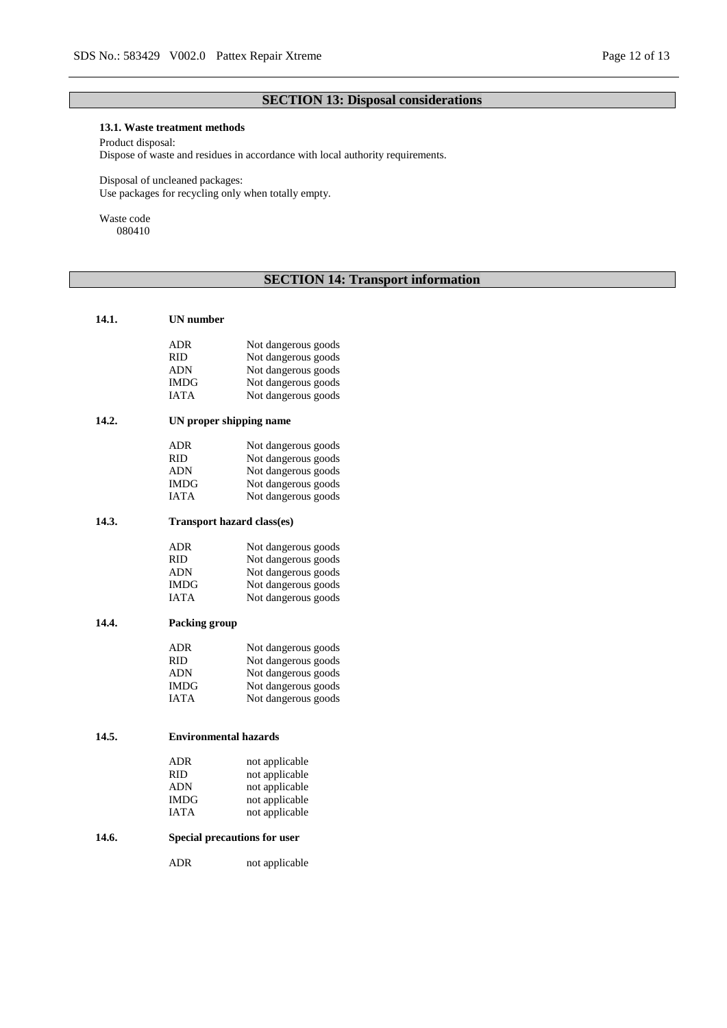## SECTION 13: Disposal considerations

### 13.1. Waste treatment methods

Product disposal:
Dispose of waste and residues in accordance with local authority requirements.

Disposal of uncleaned packages:
Use packages for recycling only when totally empty.

Waste code
080410

## SECTION 14: Transport information

### 14.1. UN number

| | |
|---|---|
| ADR | Not dangerous goods |
| RID | Not dangerous goods |
| ADN | Not dangerous goods |
| IMDG | Not dangerous goods |
| IATA | Not dangerous goods |

### 14.2. UN proper shipping name

| | |
|---|---|
| ADR | Not dangerous goods |
| RID | Not dangerous goods |
| ADN | Not dangerous goods |
| IMDG | Not dangerous goods |
| IATA | Not dangerous goods |

### 14.3. Transport hazard class(es)

| | |
|---|---|
| ADR | Not dangerous goods |
| RID | Not dangerous goods |
| ADN | Not dangerous goods |
| IMDG | Not dangerous goods |
| IATA | Not dangerous goods |

### 14.4. Packing group

| | |
|---|---|
| ADR | Not dangerous goods |
| RID | Not dangerous goods |
| ADN | Not dangerous goods |
| IMDG | Not dangerous goods |
| IATA | Not dangerous goods |

### 14.5. Environmental hazards

| | |
|---|---|
| ADR | not applicable |
| RID | not applicable |
| ADN | not applicable |
| IMDG | not applicable |
| IATA | not applicable |

### 14.6. Special precautions for user

| | |
|---|---|
| ADR | not applicable |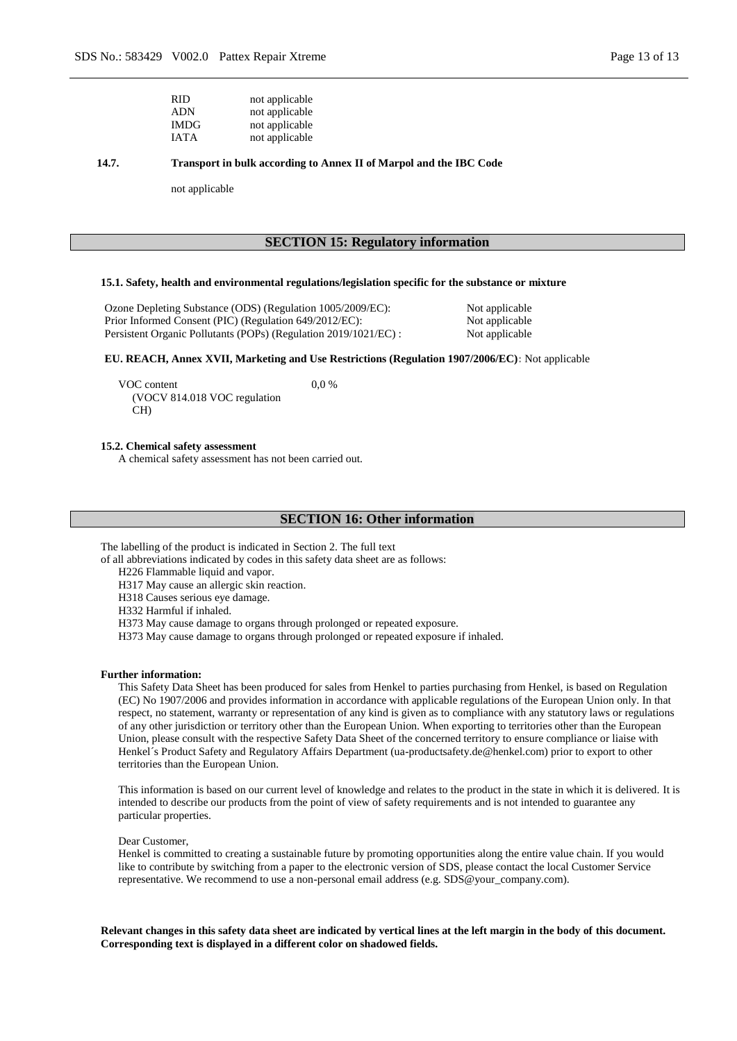| | |
|---|---|
| RID | not applicable |
| ADN | not applicable |
| IMDG | not applicable |
| IATA | not applicable |

**14.7. Transport in bulk according to Annex II of Marpol and the IBC Code**

not applicable

## SECTION 15: Regulatory information

**15.1. Safety, health and environmental regulations/legislation specific for the substance or mixture**

| | |
|---|---|
| Ozone Depleting Substance (ODS) (Regulation 1005/2009/EC): | Not applicable |
| Prior Informed Consent (PIC) (Regulation 649/2012/EC): | Not applicable |
| Persistent Organic Pollutants (POPs) (Regulation 2019/1021/EC) : | Not applicable |

**EU. REACH, Annex XVII, Marketing and Use Restrictions (Regulation 1907/2006/EC)**: Not applicable

| | |
|---|---|
| VOC content (VOCV 814.018 VOC regulation CH) | 0,0 % |

**15.2. Chemical safety assessment**

A chemical safety assessment has not been carried out.

## SECTION 16: Other information

The labelling of the product is indicated in Section 2. The full text of all abbreviations indicated by codes in this safety data sheet are as follows:

H226 Flammable liquid and vapor.
H317 May cause an allergic skin reaction.
H318 Causes serious eye damage.
H332 Harmful if inhaled.
H373 May cause damage to organs through prolonged or repeated exposure.
H373 May cause damage to organs through prolonged or repeated exposure if inhaled.

**Further information:**

This Safety Data Sheet has been produced for sales from Henkel to parties purchasing from Henkel, is based on Regulation (EC) No 1907/2006 and provides information in accordance with applicable regulations of the European Union only. In that respect, no statement, warranty or representation of any kind is given as to compliance with any statutory laws or regulations of any other jurisdiction or territory other than the European Union. When exporting to territories other than the European Union, please consult with the respective Safety Data Sheet of the concerned territory to ensure compliance or liaise with Henkel´s Product Safety and Regulatory Affairs Department (ua-productsafety.de@henkel.com) prior to export to other territories than the European Union.

This information is based on our current level of knowledge and relates to the product in the state in which it is delivered. It is intended to describe our products from the point of view of safety requirements and is not intended to guarantee any particular properties.

Dear Customer,
Henkel is committed to creating a sustainable future by promoting opportunities along the entire value chain. If you would like to contribute by switching from a paper to the electronic version of SDS, please contact the local Customer Service representative. We recommend to use a non-personal email address (e.g. SDS@your_company.com).

**Relevant changes in this safety data sheet are indicated by vertical lines at the left margin in the body of this document. Corresponding text is displayed in a different color on shadowed fields.**